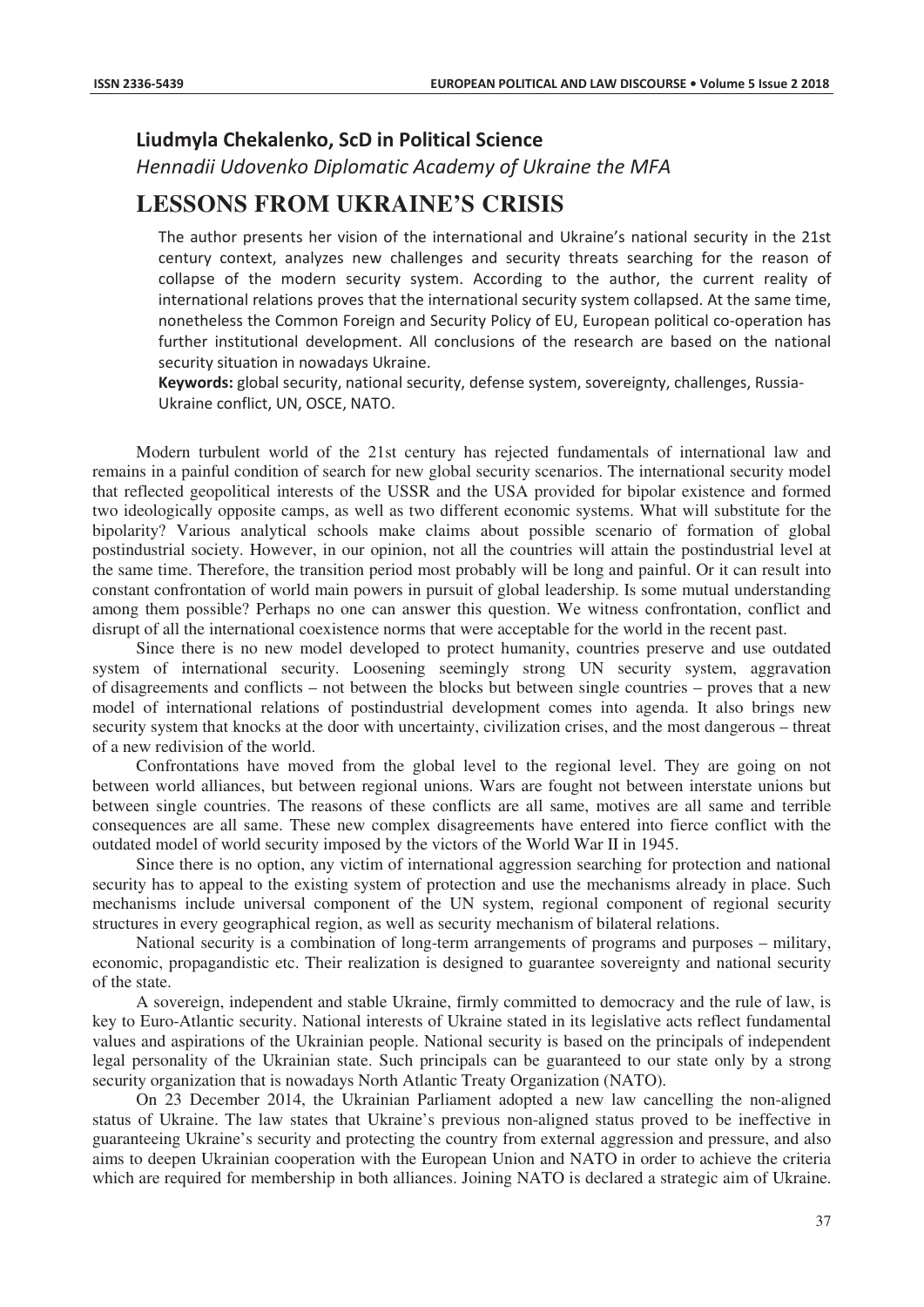**Liudmyla Chekalenko, ScD in Political Science**

*Hennadii Udovenko Diplomatic Academy of Ukraine the MFA*

# LESSONS FROM UKRAINE'S CRISIS

The author presents her vision of the international and Ukraine's national security in the 21st century context, analyzes new challenges and security threats searching for the reason of collapse of the modern security system. According to the author, the current reality of international relations proves that the international security system collapsed. At the same time, nonetheless the Common Foreign and Security Policy of EU, European political co-operation has further institutional development. All conclusions of the research are based on the national security situation in nowadays Ukraine.

**Keywords:** global security, national security, defense system, sovereignty, challenges, Russia-Ukraine conflict, UN, OSCE, NATO.

Modern turbulent world of the 21st century has rejected fundamentals of international law and remains in a painful condition of search for new global security scenarios. The international security model that reflected geopolitical interests of the USSR and the USA provided for bipolar existence and formed two ideologically opposite camps, as well as two different economic systems. What will substitute for the bipolarity? Various analytical schools make claims about possible scenario of formation of global postindustrial society. However, in our opinion, not all the countries will attain the postindustrial level at the same time. Therefore, the transition period most probably will be long and painful. Or it can result into constant confrontation of world main powers in pursuit of global leadership. Is some mutual understanding among them possible? Perhaps no one can answer this question. We witness confrontation, conflict and disrupt of all the international coexistence norms that were acceptable for the world in the recent past.

Since there is no new model developed to protect humanity, countries preserve and use outdated system of international security. Loosening seemingly strong UN security system, aggravation of disagreements and conflicts – not between the blocks but between single countries – proves that a new model of international relations of postindustrial development comes into agenda. It also brings new security system that knocks at the door with uncertainty, civilization crises, and the most dangerous – threat of a new redivision of the world.

Confrontations have moved from the global level to the regional level. They are going on not between world alliances, but between regional unions. Wars are fought not between interstate unions but between single countries. The reasons of these conflicts are all same, motives are all same and terrible consequences are all same. These new complex disagreements have entered into fierce conflict with the outdated model of world security imposed by the victors of the World War II in 1945.

Since there is no option, any victim of international aggression searching for protection and national security has to appeal to the existing system of protection and use the mechanisms already in place. Such mechanisms include universal component of the UN system, regional component of regional security structures in every geographical region, as well as security mechanism of bilateral relations.

National security is a combination of long-term arrangements of programs and purposes – military, economic, propagandistic etc. Their realization is designed to guarantee sovereignty and national security of the state.

A sovereign, independent and stable Ukraine, firmly committed to democracy and the rule of law, is key to Euro-Atlantic security. National interests of Ukraine stated in its legislative acts reflect fundamental values and aspirations of the Ukrainian people. National security is based on the principals of independent legal personality of the Ukrainian state. Such principals can be guaranteed to our state only by a strong security organization that is nowadays North Atlantic Treaty Organization (NATO).

On 23 December 2014, the Ukrainian Parliament adopted a new law cancelling the non-aligned status of Ukraine. The law states that Ukraine's previous non-aligned status proved to be ineffective in guaranteeing Ukraine's security and protecting the country from external aggression and pressure, and also aims to deepen Ukrainian cooperation with the European Union and NATO in order to achieve the criteria which are required for membership in both alliances. Joining NATO is declared a strategic aim of Ukraine.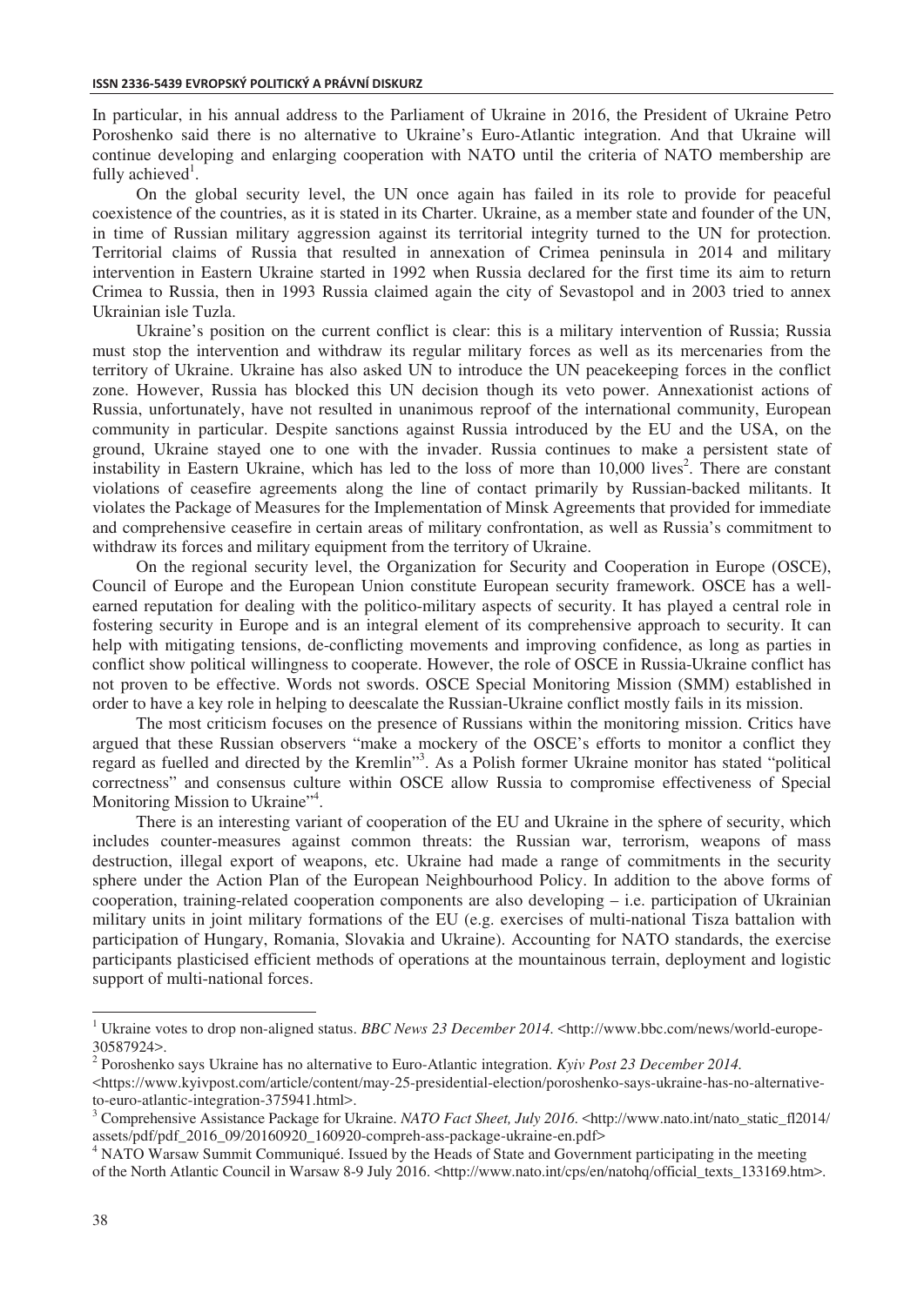In particular, in his annual address to the Parliament of Ukraine in 2016, the President of Ukraine Petro Poroshenko said there is no alternative to Ukraine's Euro-Atlantic integration. And that Ukraine will continue developing and enlarging cooperation with NATO until the criteria of NATO membership are fully achieved[1].

On the global security level, the UN once again has failed in its role to provide for peaceful coexistence of the countries, as it is stated in its Charter. Ukraine, as a member state and founder of the UN, in time of Russian military aggression against its territorial integrity turned to the UN for protection. Territorial claims of Russia that resulted in annexation of Crimea peninsula in 2014 and military intervention in Eastern Ukraine started in 1992 when Russia declared for the first time its aim to return Crimea to Russia, then in 1993 Russia claimed again the city of Sevastopol and in 2003 tried to annex Ukrainian isle Tuzla.

Ukraine's position on the current conflict is clear: this is a military intervention of Russia; Russia must stop the intervention and withdraw its regular military forces as well as its mercenaries from the territory of Ukraine. Ukraine has also asked UN to introduce the UN peacekeeping forces in the conflict zone. However, Russia has blocked this UN decision though its veto power. Annexationist actions of Russia, unfortunately, have not resulted in unanimous reproof of the international community, European community in particular. Despite sanctions against Russia introduced by the EU and the USA, on the ground, Ukraine stayed one to one with the invader. Russia continues to make a persistent state of instability in Eastern Ukraine, which has led to the loss of more than 10,000 lives[2]. There are constant violations of ceasefire agreements along the line of contact primarily by Russian-backed militants. It violates the Package of Measures for the Implementation of Minsk Agreements that provided for immediate and comprehensive ceasefire in certain areas of military confrontation, as well as Russia's commitment to withdraw its forces and military equipment from the territory of Ukraine.

On the regional security level, the Organization for Security and Cooperation in Europe (OSCE), Council of Europe and the European Union constitute European security framework. OSCE has a well-earned reputation for dealing with the politico-military aspects of security. It has played a central role in fostering security in Europe and is an integral element of its comprehensive approach to security. It can help with mitigating tensions, de-conflicting movements and improving confidence, as long as parties in conflict show political willingness to cooperate. However, the role of OSCE in Russia-Ukraine conflict has not proven to be effective. Words not swords. OSCE Special Monitoring Mission (SMM) established in order to have a key role in helping to deescalate the Russian-Ukraine conflict mostly fails in its mission.

The most criticism focuses on the presence of Russians within the monitoring mission. Critics have argued that these Russian observers "make a mockery of the OSCE's efforts to monitor a conflict they regard as fuelled and directed by the Kremlin"[3]. As a Polish former Ukraine monitor has stated "political correctness" and consensus culture within OSCE allow Russia to compromise effectiveness of Special Monitoring Mission to Ukraine"[4].

There is an interesting variant of cooperation of the EU and Ukraine in the sphere of security, which includes counter-measures against common threats: the Russian war, terrorism, weapons of mass destruction, illegal export of weapons, etc. Ukraine had made a range of commitments in the security sphere under the Action Plan of the European Neighbourhood Policy. In addition to the above forms of cooperation, training-related cooperation components are also developing – i.e. participation of Ukrainian military units in joint military formations of the EU (e.g. exercises of multi-national Tisza battalion with participation of Hungary, Romania, Slovakia and Ukraine). Accounting for NATO standards, the exercise participants plasticised efficient methods of operations at the mountainous terrain, deployment and logistic support of multi-national forces.

---

[1] Ukraine votes to drop non-aligned status. *BBC News 23 December 2014.* <http://www.bbc.com/news/world-europe-30587924>.

[2] Poroshenko says Ukraine has no alternative to Euro-Atlantic integration. *Kyiv Post 23 December 2014.* <https://www.kyivpost.com/article/content/may-25-presidential-election/poroshenko-says-ukraine-has-no-alternative-to-euro-atlantic-integration-375941.html>.

[3] Comprehensive Assistance Package for Ukraine. *NATO Fact Sheet, July 2016.* <http://www.nato.int/nato_static_fl2014/assets/pdf/pdf_2016_09/20160920_160920-compreh-ass-package-ukraine-en.pdf>

[4] NATO Warsaw Summit Communiqué. Issued by the Heads of State and Government participating in the meeting of the North Atlantic Council in Warsaw 8-9 July 2016. <http://www.nato.int/cps/en/natohq/official_texts_133169.htm>.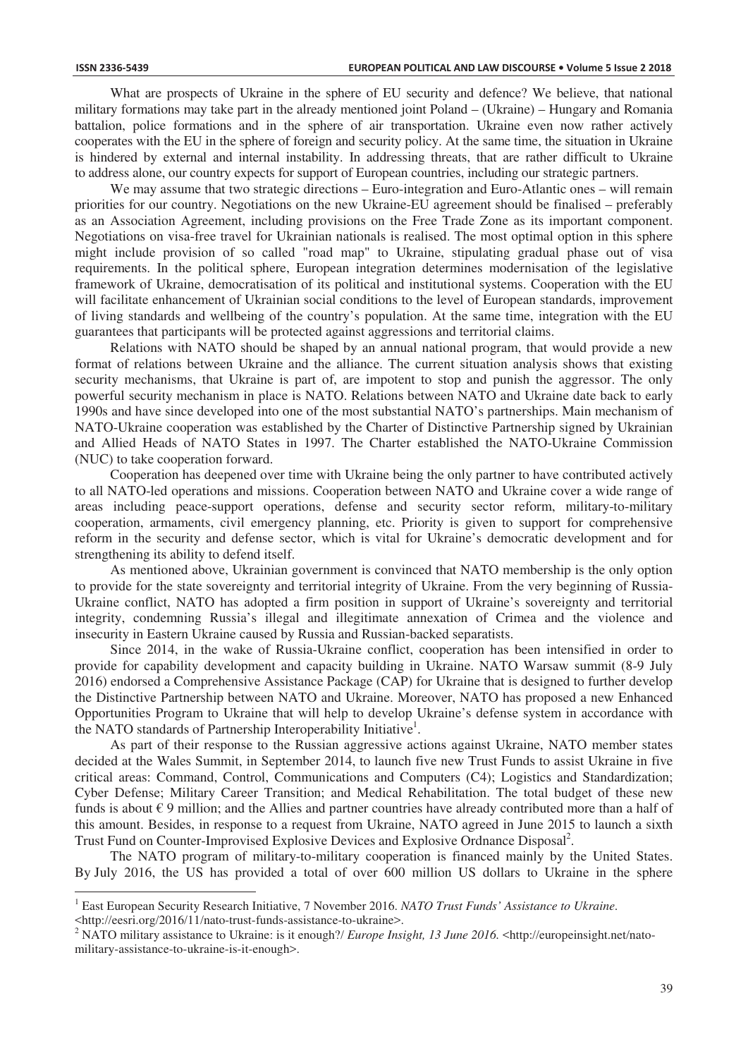What are prospects of Ukraine in the sphere of EU security and defence? We believe, that national military formations may take part in the already mentioned joint Poland – (Ukraine) – Hungary and Romania battalion, police formations and in the sphere of air transportation. Ukraine even now rather actively cooperates with the EU in the sphere of foreign and security policy. At the same time, the situation in Ukraine is hindered by external and internal instability. In addressing threats, that are rather difficult to Ukraine to address alone, our country expects for support of European countries, including our strategic partners.

We may assume that two strategic directions – Euro-integration and Euro-Atlantic ones – will remain priorities for our country. Negotiations on the new Ukraine-EU agreement should be finalised – preferably as an Association Agreement, including provisions on the Free Trade Zone as its important component. Negotiations on visa-free travel for Ukrainian nationals is realised. The most optimal option in this sphere might include provision of so called "road map" to Ukraine, stipulating gradual phase out of visa requirements. In the political sphere, European integration determines modernisation of the legislative framework of Ukraine, democratisation of its political and institutional systems. Cooperation with the EU will facilitate enhancement of Ukrainian social conditions to the level of European standards, improvement of living standards and wellbeing of the country's population. At the same time, integration with the EU guarantees that participants will be protected against aggressions and territorial claims.

Relations with NATO should be shaped by an annual national program, that would provide a new format of relations between Ukraine and the alliance. The current situation analysis shows that existing security mechanisms, that Ukraine is part of, are impotent to stop and punish the aggressor. The only powerful security mechanism in place is NATO. Relations between NATO and Ukraine date back to early 1990s and have since developed into one of the most substantial NATO's partnerships. Main mechanism of NATO-Ukraine cooperation was established by the Charter of Distinctive Partnership signed by Ukrainian and Allied Heads of NATO States in 1997. The Charter established the NATO-Ukraine Commission (NUC) to take cooperation forward.

Cooperation has deepened over time with Ukraine being the only partner to have contributed actively to all NATO-led operations and missions. Cooperation between NATO and Ukraine cover a wide range of areas including peace-support operations, defense and security sector reform, military-to-military cooperation, armaments, civil emergency planning, etc. Priority is given to support for comprehensive reform in the security and defense sector, which is vital for Ukraine's democratic development and for strengthening its ability to defend itself.

As mentioned above, Ukrainian government is convinced that NATO membership is the only option to provide for the state sovereignty and territorial integrity of Ukraine. From the very beginning of Russia-Ukraine conflict, NATO has adopted a firm position in support of Ukraine's sovereignty and territorial integrity, condemning Russia's illegal and illegitimate annexation of Crimea and the violence and insecurity in Eastern Ukraine caused by Russia and Russian-backed separatists.

Since 2014, in the wake of Russia-Ukraine conflict, cooperation has been intensified in order to provide for capability development and capacity building in Ukraine. NATO Warsaw summit (8-9 July 2016) endorsed a Comprehensive Assistance Package (CAP) for Ukraine that is designed to further develop the Distinctive Partnership between NATO and Ukraine. Moreover, NATO has proposed a new Enhanced Opportunities Program to Ukraine that will help to develop Ukraine's defense system in accordance with the NATO standards of Partnership Interoperability Initiative[1].

As part of their response to the Russian aggressive actions against Ukraine, NATO member states decided at the Wales Summit, in September 2014, to launch five new Trust Funds to assist Ukraine in five critical areas: Command, Control, Communications and Computers (C4); Logistics and Standardization; Cyber Defense; Military Career Transition; and Medical Rehabilitation. The total budget of these new funds is about € 9 million; and the Allies and partner countries have already contributed more than a half of this amount. Besides, in response to a request from Ukraine, NATO agreed in June 2015 to launch a sixth Trust Fund on Counter-Improvised Explosive Devices and Explosive Ordnance Disposal[2].

The NATO program of military-to-military cooperation is financed mainly by the United States. By July 2016, the US has provided a total of over 600 million US dollars to Ukraine in the sphere

---

[1] East European Security Research Initiative, 7 November 2016. *NATO Trust Funds' Assistance to Ukraine*. <http://eesri.org/2016/11/nato-trust-funds-assistance-to-ukraine>.

[2] NATO military assistance to Ukraine: is it enough?/ *Europe Insight, 13 June 2016*. <http://europeinsight.net/nato-military-assistance-to-ukraine-is-it-enough>.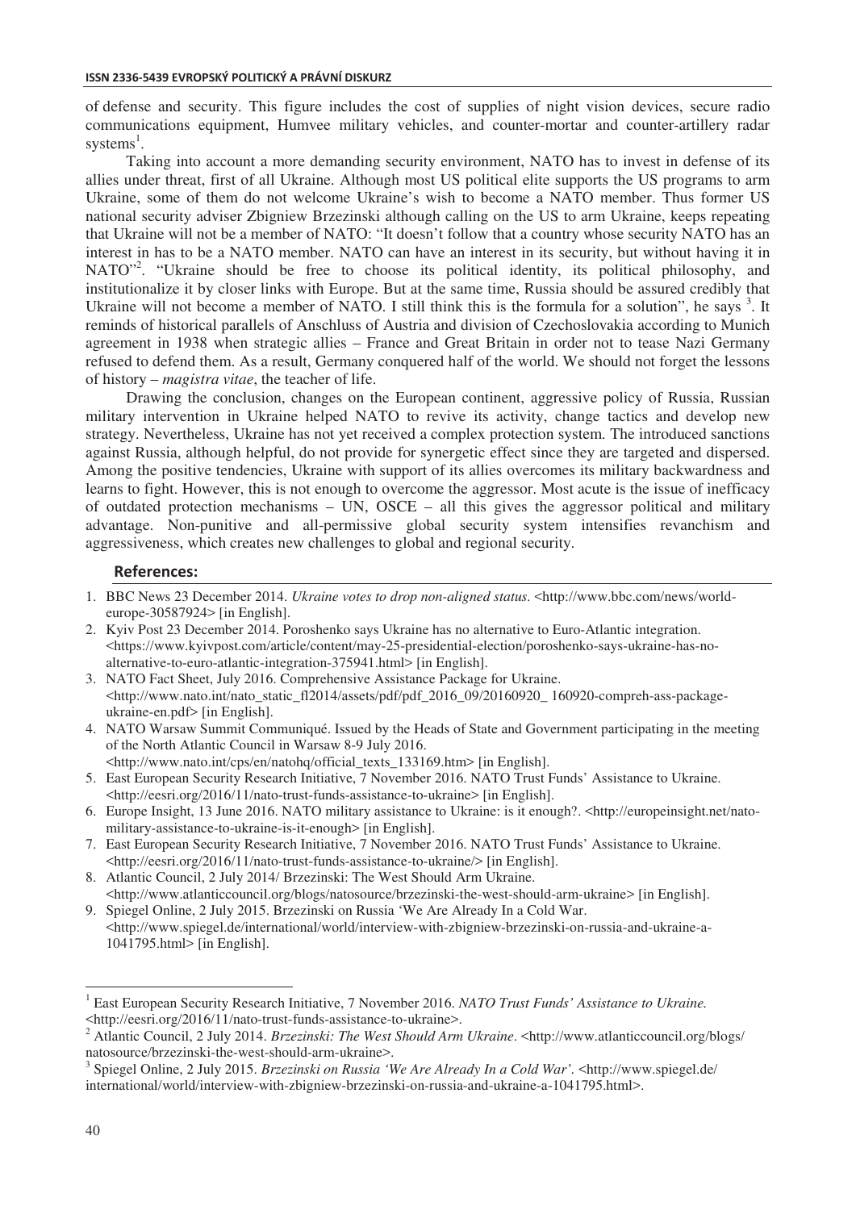of defense and security. This figure includes the cost of supplies of night vision devices, secure radio communications equipment, Humvee military vehicles, and counter-mortar and counter-artillery radar systems[1].

Taking into account a more demanding security environment, NATO has to invest in defense of its allies under threat, first of all Ukraine. Although most US political elite supports the US programs to arm Ukraine, some of them do not welcome Ukraine's wish to become a NATO member. Thus former US national security adviser Zbigniew Brzezinski although calling on the US to arm Ukraine, keeps repeating that Ukraine will not be a member of NATO: "It doesn't follow that a country whose security NATO has an interest in has to be a NATO member. NATO can have an interest in its security, but without having it in NATO"[2]. "Ukraine should be free to choose its political identity, its political philosophy, and institutionalize it by closer links with Europe. But at the same time, Russia should be assured credibly that Ukraine will not become a member of NATO. I still think this is the formula for a solution", he says [3]. It reminds of historical parallels of Anschluss of Austria and division of Czechoslovakia according to Munich agreement in 1938 when strategic allies – France and Great Britain in order not to tease Nazi Germany refused to defend them. As a result, Germany conquered half of the world. We should not forget the lessons of history – *magistra vitae*, the teacher of life.

Drawing the conclusion, changes on the European continent, aggressive policy of Russia, Russian military intervention in Ukraine helped NATO to revive its activity, change tactics and develop new strategy. Nevertheless, Ukraine has not yet received a complex protection system. The introduced sanctions against Russia, although helpful, do not provide for synergetic effect since they are targeted and dispersed. Among the positive tendencies, Ukraine with support of its allies overcomes its military backwardness and learns to fight. However, this is not enough to overcome the aggressor. Most acute is the issue of inefficacy of outdated protection mechanisms – UN, OSCE – all this gives the aggressor political and military advantage. Non-punitive and all-permissive global security system intensifies revanchism and aggressiveness, which creates new challenges to global and regional security.

## References:

1. BBC News 23 December 2014. *Ukraine votes to drop non-aligned status.* <http://www.bbc.com/news/world-europe-30587924> [in English].
2. Kyiv Post 23 December 2014. Poroshenko says Ukraine has no alternative to Euro-Atlantic integration. <https://www.kyivpost.com/article/content/may-25-presidential-election/poroshenko-says-ukraine-has-no-alternative-to-euro-atlantic-integration-375941.html> [in English].
3. NATO Fact Sheet, July 2016. Comprehensive Assistance Package for Ukraine. <http://www.nato.int/nato_static_fl2014/assets/pdf/pdf_2016_09/20160920_ 160920-compreh-ass-package-ukraine-en.pdf> [in English].
4. NATO Warsaw Summit Communiqué. Issued by the Heads of State and Government participating in the meeting of the North Atlantic Council in Warsaw 8-9 July 2016. <http://www.nato.int/cps/en/natohq/official_texts_133169.htm> [in English].
5. East European Security Research Initiative, 7 November 2016. NATO Trust Funds' Assistance to Ukraine. <http://eesri.org/2016/11/nato-trust-funds-assistance-to-ukraine> [in English].
6. Europe Insight, 13 June 2016. NATO military assistance to Ukraine: is it enough?. <http://europeinsight.net/nato-military-assistance-to-ukraine-is-it-enough> [in English].
7. East European Security Research Initiative, 7 November 2016. NATO Trust Funds' Assistance to Ukraine. <http://eesri.org/2016/11/nato-trust-funds-assistance-to-ukraine/> [in English].
8. Atlantic Council, 2 July 2014/ Brzezinski: The West Should Arm Ukraine. <http://www.atlanticcouncil.org/blogs/natosource/brzezinski-the-west-should-arm-ukraine> [in English].
9. Spiegel Online, 2 July 2015. Brzezinski on Russia 'We Are Already In a Cold War. <http://www.spiegel.de/international/world/interview-with-zbigniew-brzezinski-on-russia-and-ukraine-a-1041795.html> [in English].

---

[1] East European Security Research Initiative, 7 November 2016. *NATO Trust Funds' Assistance to Ukraine.* <http://eesri.org/2016/11/nato-trust-funds-assistance-to-ukraine>.

[2] Atlantic Council, 2 July 2014. *Brzezinski: The West Should Arm Ukraine*. <http://www.atlanticcouncil.org/blogs/natosource/brzezinski-the-west-should-arm-ukraine>.

[3] Spiegel Online, 2 July 2015. *Brzezinski on Russia 'We Are Already In a Cold War'*. <http://www.spiegel.de/international/world/interview-with-zbigniew-brzezinski-on-russia-and-ukraine-a-1041795.html>.